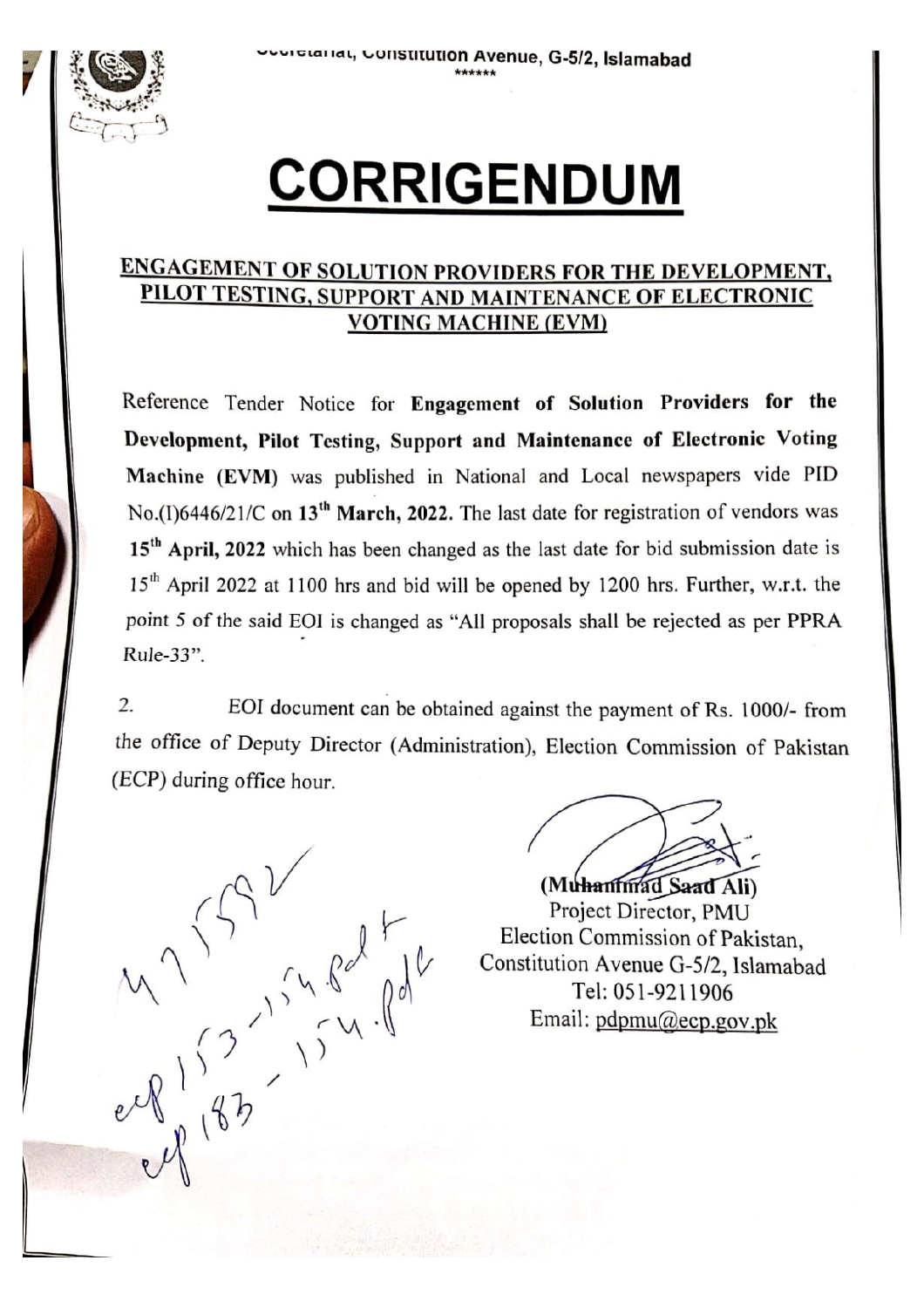Secretariat, Constitution Avenue, G-5/2, Islamabad

\*\*\*\*\*\*

# CORRIGENDUM

## ENGAGEMENT OF SOLUTION PROVIDERS FOR THE DEVELOPMENT, PILOT TESTING, SUPPORT AND MAINTENANCE OF ELECTRONIC VOTING MACHINE (EVM)

Reference Tender Notice for **Engagement of Solution Providers for the Development, Pilot Testing, Support and Maintenance of Electronic Voting Machine (EVM)** was published in National and Local newspapers vide PID No.(I)6446/21/C on **13th March, 2022.** The last date for registration of vendors was **15th April, 2022** which has been changed as the last date for bid submission date is 15th April 2022 at 1100 hrs and bid will be opened by 1200 hrs. Further, w.r.t. the point 5 of the said EOI is changed as "All proposals shall be rejected as per PPRA Rule-33".

2. EOI document can be obtained against the payment of Rs. 1000/- from the office of Deputy Director (Administration), Election Commission of Pakistan (ECP) during office hour.

(Muhammad Saad Ali)
Project Director, PMU
Election Commission of Pakistan,
Constitution Avenue G-5/2, Islamabad
Tel: 051-9211906
Email: pdpmu@ecp.gov.pk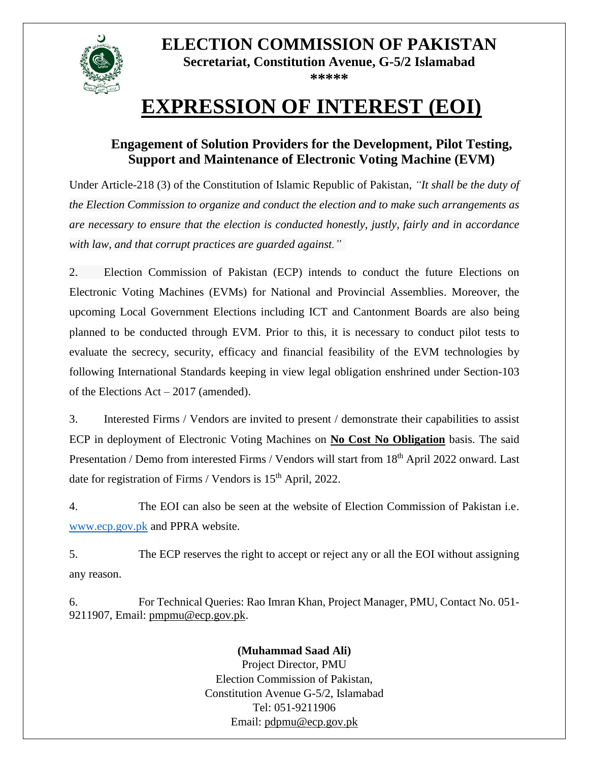# ELECTION COMMISSION OF PAKISTAN

**Secretariat, Constitution Avenue, G-5/2 Islamabad**

**\*\*\*\*\***

# EXPRESSION OF INTEREST (EOI)

## Engagement of Solution Providers for the Development, Pilot Testing, Support and Maintenance of Electronic Voting Machine (EVM)

Under Article-218 (3) of the Constitution of Islamic Republic of Pakistan, *"It shall be the duty of the Election Commission to organize and conduct the election and to make such arrangements as are necessary to ensure that the election is conducted honestly, justly, fairly and in accordance with law, and that corrupt practices are guarded against."*

2. Election Commission of Pakistan (ECP) intends to conduct the future Elections on Electronic Voting Machines (EVMs) for National and Provincial Assemblies. Moreover, the upcoming Local Government Elections including ICT and Cantonment Boards are also being planned to be conducted through EVM. Prior to this, it is necessary to conduct pilot tests to evaluate the secrecy, security, efficacy and financial feasibility of the EVM technologies by following International Standards keeping in view legal obligation enshrined under Section-103 of the Elections Act – 2017 (amended).

3. Interested Firms / Vendors are invited to present / demonstrate their capabilities to assist ECP in deployment of Electronic Voting Machines on **No Cost No Obligation** basis. The said Presentation / Demo from interested Firms / Vendors will start from 18th April 2022 onward. Last date for registration of Firms / Vendors is 15th April, 2022.

4. The EOI can also be seen at the website of Election Commission of Pakistan i.e. www.ecp.gov.pk and PPRA website.

5. The ECP reserves the right to accept or reject any or all the EOI without assigning any reason.

6. For Technical Queries: Rao Imran Khan, Project Manager, PMU, Contact No. 051-9211907, Email: pmpmu@ecp.gov.pk.

**(Muhammad Saad Ali)**
Project Director, PMU
Election Commission of Pakistan,
Constitution Avenue G-5/2, Islamabad
Tel: 051-9211906
Email: pdpmu@ecp.gov.pk